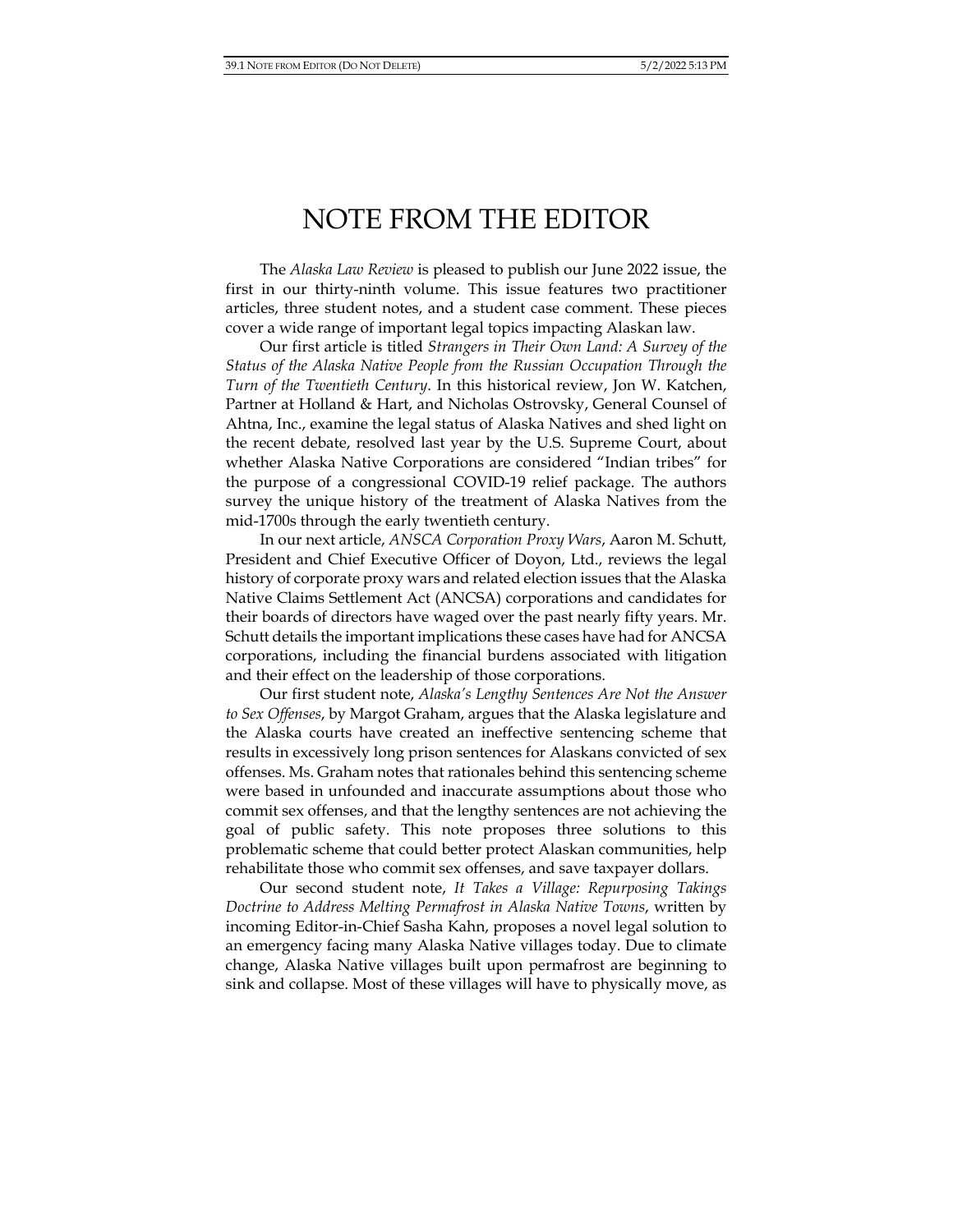# NOTE FROM THE EDITOR

The *Alaska Law Review* is pleased to publish our June 2022 issue, the first in our thirty-ninth volume. This issue features two practitioner articles, three student notes, and a student case comment. These pieces cover a wide range of important legal topics impacting Alaskan law.

Our first article is titled *Strangers in Their Own Land: A Survey of the Status of the Alaska Native People from the Russian Occupation Through the Turn of the Twentieth Century*. In this historical review, Jon W. Katchen, Partner at Holland & Hart, and Nicholas Ostrovsky, General Counsel of Ahtna, Inc., examine the legal status of Alaska Natives and shed light on the recent debate, resolved last year by the U.S. Supreme Court, about whether Alaska Native Corporations are considered "Indian tribes" for the purpose of a congressional COVID-19 relief package. The authors survey the unique history of the treatment of Alaska Natives from the mid-1700s through the early twentieth century.

In our next article, *ANSCA Corporation Proxy Wars*, Aaron M. Schutt, President and Chief Executive Officer of Doyon, Ltd., reviews the legal history of corporate proxy wars and related election issues that the Alaska Native Claims Settlement Act (ANCSA) corporations and candidates for their boards of directors have waged over the past nearly fifty years. Mr. Schutt details the important implications these cases have had for ANCSA corporations, including the financial burdens associated with litigation and their effect on the leadership of those corporations.

Our first student note, *Alaska's Lengthy Sentences Are Not the Answer to Sex Offenses*, by Margot Graham, argues that the Alaska legislature and the Alaska courts have created an ineffective sentencing scheme that results in excessively long prison sentences for Alaskans convicted of sex offenses. Ms. Graham notes that rationales behind this sentencing scheme were based in unfounded and inaccurate assumptions about those who commit sex offenses, and that the lengthy sentences are not achieving the goal of public safety. This note proposes three solutions to this problematic scheme that could better protect Alaskan communities, help rehabilitate those who commit sex offenses, and save taxpayer dollars.

Our second student note, *It Takes a Village: Repurposing Takings Doctrine to Address Melting Permafrost in Alaska Native Towns*, written by incoming Editor-in-Chief Sasha Kahn, proposes a novel legal solution to an emergency facing many Alaska Native villages today. Due to climate change, Alaska Native villages built upon permafrost are beginning to sink and collapse. Most of these villages will have to physically move, as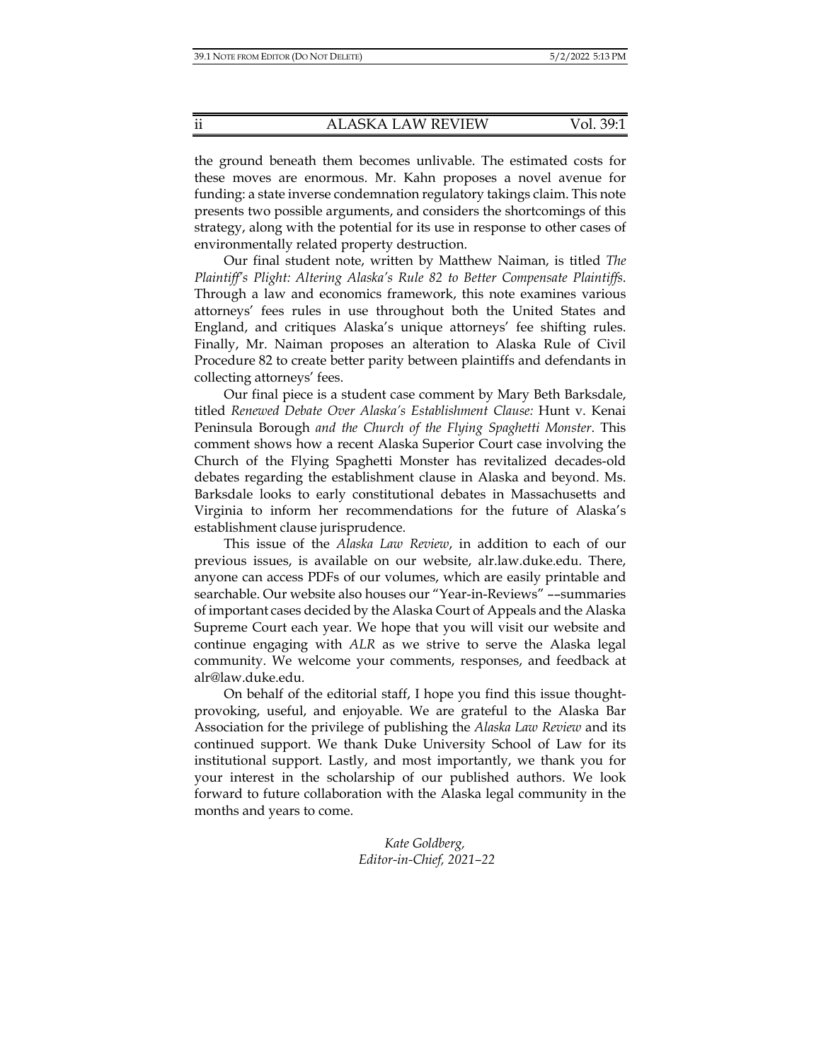the ground beneath them becomes unlivable. The estimated costs for these moves are enormous. Mr. Kahn proposes a novel avenue for funding: a state inverse condemnation regulatory takings claim. This note presents two possible arguments, and considers the shortcomings of this strategy, along with the potential for its use in response to other cases of environmentally related property destruction.

Our final student note, written by Matthew Naiman, is titled *The Plaintiff's Plight: Altering Alaska's Rule 82 to Better Compensate Plaintiffs*. Through a law and economics framework, this note examines various attorneys' fees rules in use throughout both the United States and England, and critiques Alaska's unique attorneys' fee shifting rules. Finally, Mr. Naiman proposes an alteration to Alaska Rule of Civil Procedure 82 to create better parity between plaintiffs and defendants in collecting attorneys' fees.

Our final piece is a student case comment by Mary Beth Barksdale, titled *Renewed Debate Over Alaska's Establishment Clause:* Hunt v. Kenai Peninsula Borough *and the Church of the Flying Spaghetti Monster*. This comment shows how a recent Alaska Superior Court case involving the Church of the Flying Spaghetti Monster has revitalized decades-old debates regarding the establishment clause in Alaska and beyond. Ms. Barksdale looks to early constitutional debates in Massachusetts and Virginia to inform her recommendations for the future of Alaska's establishment clause jurisprudence.

This issue of the *Alaska Law Review*, in addition to each of our previous issues, is available on our website, alr.law.duke.edu. There, anyone can access PDFs of our volumes, which are easily printable and searchable. Our website also houses our "Year-in-Reviews" ––summaries of important cases decided by the Alaska Court of Appeals and the Alaska Supreme Court each year. We hope that you will visit our website and continue engaging with *ALR* as we strive to serve the Alaska legal community. We welcome your comments, responses, and feedback at alr@law.duke.edu.

On behalf of the editorial staff, I hope you find this issue thought-provoking, useful, and enjoyable. We are grateful to the Alaska Bar Association for the privilege of publishing the *Alaska Law Review* and its continued support. We thank Duke University School of Law for its institutional support. Lastly, and most importantly, we thank you for your interest in the scholarship of our published authors. We look forward to future collaboration with the Alaska legal community in the months and years to come.

*Kate Goldberg,*
*Editor-in-Chief, 2021–22*